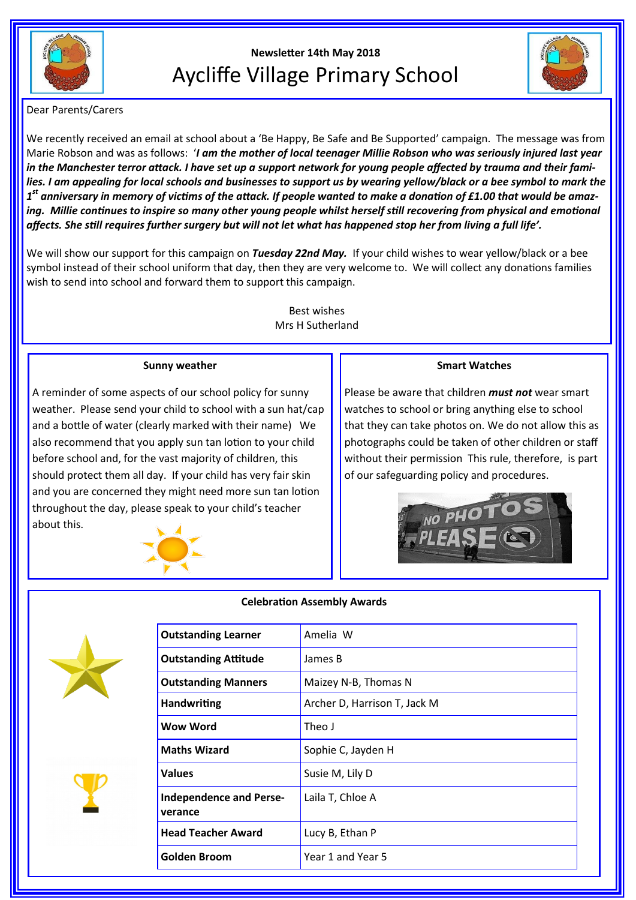Newsletter 14th May 2018

# Aycliffe Village Primary School

Dear Parents/Carers

We recently received an email at school about a 'Be Happy, Be Safe and Be Supported' campaign. The message was from Marie Robson and was as follows: '***I am the mother of local teenager Millie Robson who was seriously injured last year in the Manchester terror attack. I have set up a support network for young people affected by trauma and their families. I am appealing for local schools and businesses to support us by wearing yellow/black or a bee symbol to mark the 1st anniversary in memory of victims of the attack. If people wanted to make a donation of £1.00 that would be amazing. Millie continues to inspire so many other young people whilst herself still recovering from physical and emotional affects. She still requires further surgery but will not let what has happened stop her from living a full life'.***

We will show our support for this campaign on ***Tuesday 22nd May.*** If your child wishes to wear yellow/black or a bee symbol instead of their school uniform that day, then they are very welcome to. We will collect any donations families wish to send into school and forward them to support this campaign.

Best wishes
Mrs H Sutherland

### Sunny weather

A reminder of some aspects of our school policy for sunny weather. Please send your child to school with a sun hat/cap and a bottle of water (clearly marked with their name) We also recommend that you apply sun tan lotion to your child before school and, for the vast majority of children, this should protect them all day. If your child has very fair skin and you are concerned they might need more sun tan lotion throughout the day, please speak to your child's teacher about this.

### Smart Watches

Please be aware that children ***must not*** wear smart watches to school or bring anything else to school that they can take photos on. We do not allow this as photographs could be taken of other children or staff without their permission This rule, therefore, is part of our safeguarding policy and procedures.

### Celebration Assembly Awards

| | |
|---|---|
| **Outstanding Learner** | Amelia W |
| **Outstanding Attitude** | James B |
| **Outstanding Manners** | Maizey N-B, Thomas N |
| **Handwriting** | Archer D, Harrison T, Jack M |
| **Wow Word** | Theo J |
| **Maths Wizard** | Sophie C, Jayden H |
| **Values** | Susie M, Lily D |
| **Independence and Perseverance** | Laila T, Chloe A |
| **Head Teacher Award** | Lucy B, Ethan P |
| **Golden Broom** | Year 1 and Year 5 |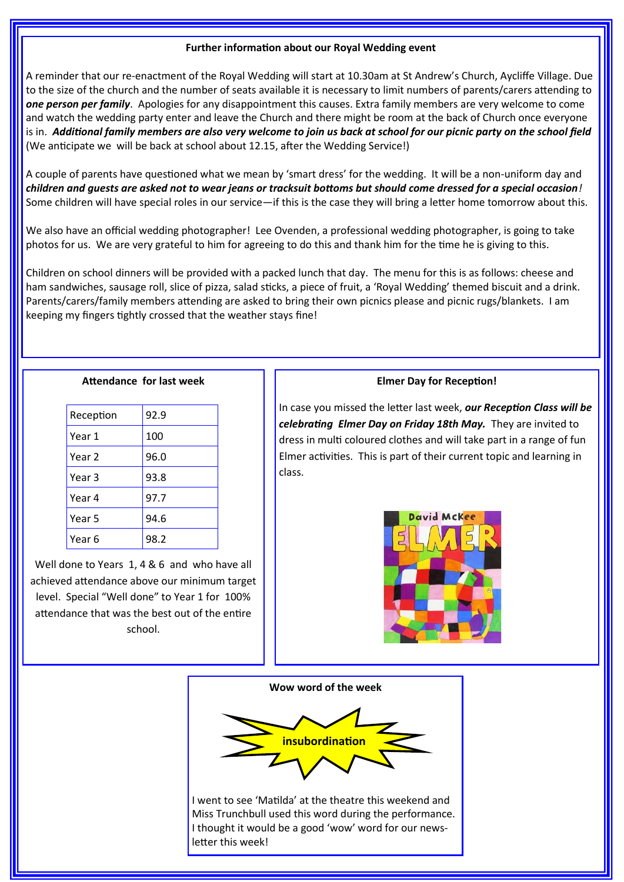### Further information about our Royal Wedding event

A reminder that our re-enactment of the Royal Wedding will start at 10.30am at St Andrew's Church, Aycliffe Village. Due to the size of the church and the number of seats available it is necessary to limit numbers of parents/carers attending to ***one person per family***. Apologies for any disappointment this causes. Extra family members are very welcome to come and watch the wedding party enter and leave the Church and there might be room at the back of Church once everyone is in. ***Additional family members are also very welcome to join us back at school for our picnic party on the school field*** (We anticipate we will be back at school about 12.15, after the Wedding Service!)

A couple of parents have questioned what we mean by 'smart dress' for the wedding. It will be a non-uniform day and ***children and guests are asked not to wear jeans or tracksuit bottoms but should come dressed for a special occasion!*** Some children will have special roles in our service—if this is the case they will bring a letter home tomorrow about this.

We also have an official wedding photographer! Lee Ovenden, a professional wedding photographer, is going to take photos for us. We are very grateful to him for agreeing to do this and thank him for the time he is giving to this.

Children on school dinners will be provided with a packed lunch that day. The menu for this is as follows: cheese and ham sandwiches, sausage roll, slice of pizza, salad sticks, a piece of fruit, a 'Royal Wedding' themed biscuit and a drink. Parents/carers/family members attending are asked to bring their own picnics please and picnic rugs/blankets. I am keeping my fingers tightly crossed that the weather stays fine!

### Attendance for last week

| | |
|---|---|
| Reception | 92.9 |
| Year 1 | 100 |
| Year 2 | 96.0 |
| Year 3 | 93.8 |
| Year 4 | 97.7 |
| Year 5 | 94.6 |
| Year 6 | 98.2 |

Well done to Years 1, 4 & 6 and who have all achieved attendance above our minimum target level. Special "Well done" to Year 1 for 100% attendance that was the best out of the entire school.

### Elmer Day for Reception!

In case you missed the letter last week, ***our Reception Class will be celebrating Elmer Day on Friday 18th May.*** They are invited to dress in multi coloured clothes and will take part in a range of fun Elmer activities. This is part of their current topic and learning in class.

### Wow word of the week

**insubordination**

I went to see 'Matilda' at the theatre this weekend and Miss Trunchbull used this word during the performance. I thought it would be a good 'wow' word for our news-letter this week!